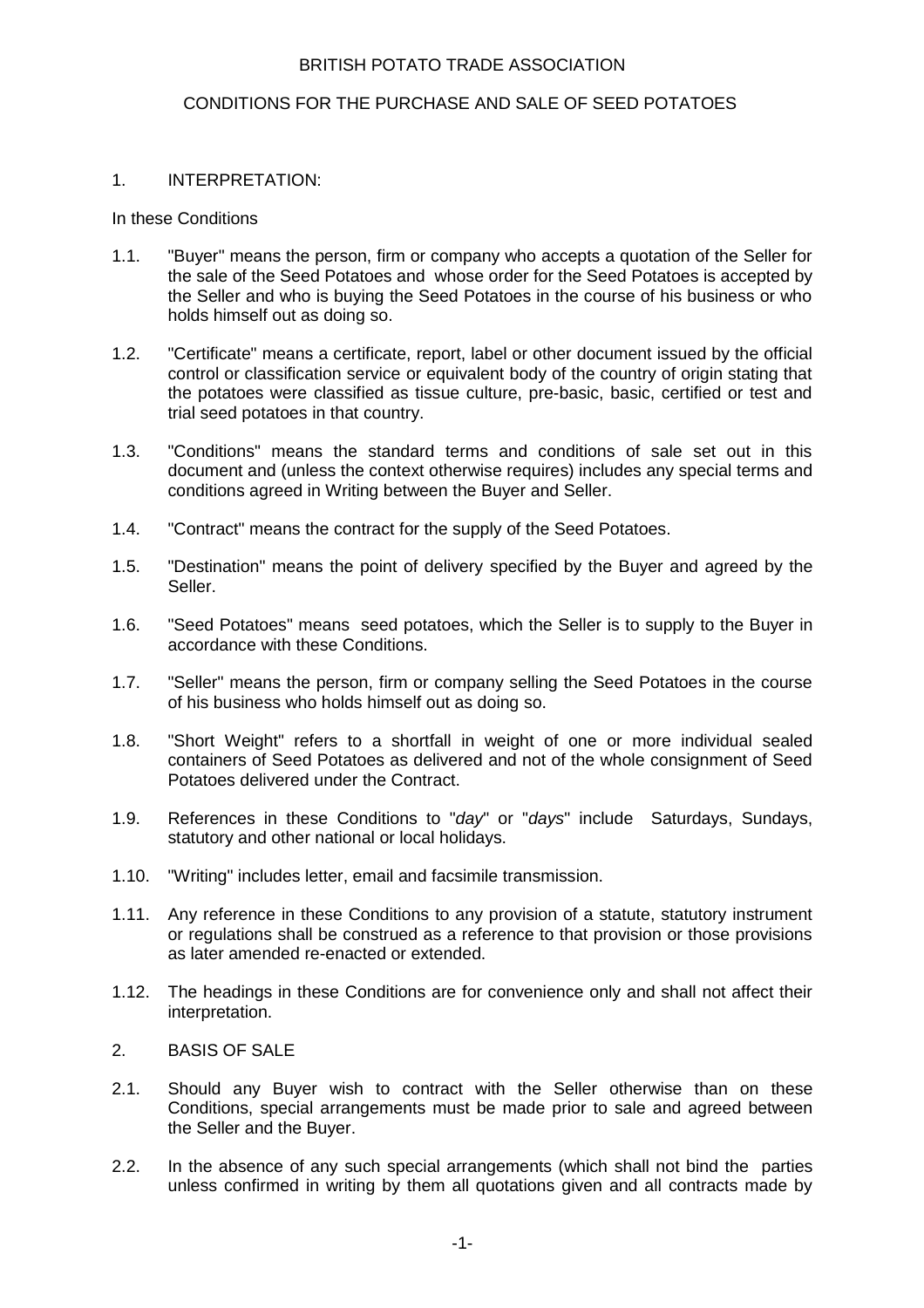# BRITISH POTATO TRADE ASSOCIATION

## CONDITIONS FOR THE PURCHASE AND SALE OF SEED POTATOES

### 1. INTERPRETATION:

In these Conditions

1.1. "Buyer" means the person, firm or company who accepts a quotation of the Seller for the sale of the Seed Potatoes and whose order for the Seed Potatoes is accepted by the Seller and who is buying the Seed Potatoes in the course of his business or who holds himself out as doing so.

1.2. "Certificate" means a certificate, report, label or other document issued by the official control or classification service or equivalent body of the country of origin stating that the potatoes were classified as tissue culture, pre-basic, basic, certified or test and trial seed potatoes in that country.

1.3. "Conditions" means the standard terms and conditions of sale set out in this document and (unless the context otherwise requires) includes any special terms and conditions agreed in Writing between the Buyer and Seller.

1.4. "Contract" means the contract for the supply of the Seed Potatoes.

1.5. "Destination" means the point of delivery specified by the Buyer and agreed by the Seller.

1.6. "Seed Potatoes" means seed potatoes, which the Seller is to supply to the Buyer in accordance with these Conditions.

1.7. "Seller" means the person, firm or company selling the Seed Potatoes in the course of his business who holds himself out as doing so.

1.8. "Short Weight" refers to a shortfall in weight of one or more individual sealed containers of Seed Potatoes as delivered and not of the whole consignment of Seed Potatoes delivered under the Contract.

1.9. References in these Conditions to "*day*" or "*days*" include Saturdays, Sundays, statutory and other national or local holidays.

1.10. "Writing" includes letter, email and facsimile transmission.

1.11. Any reference in these Conditions to any provision of a statute, statutory instrument or regulations shall be construed as a reference to that provision or those provisions as later amended re-enacted or extended.

1.12. The headings in these Conditions are for convenience only and shall not affect their interpretation.

### 2. BASIS OF SALE

2.1. Should any Buyer wish to contract with the Seller otherwise than on these Conditions, special arrangements must be made prior to sale and agreed between the Seller and the Buyer.

2.2. In the absence of any such special arrangements (which shall not bind the parties unless confirmed in writing by them all quotations given and all contracts made by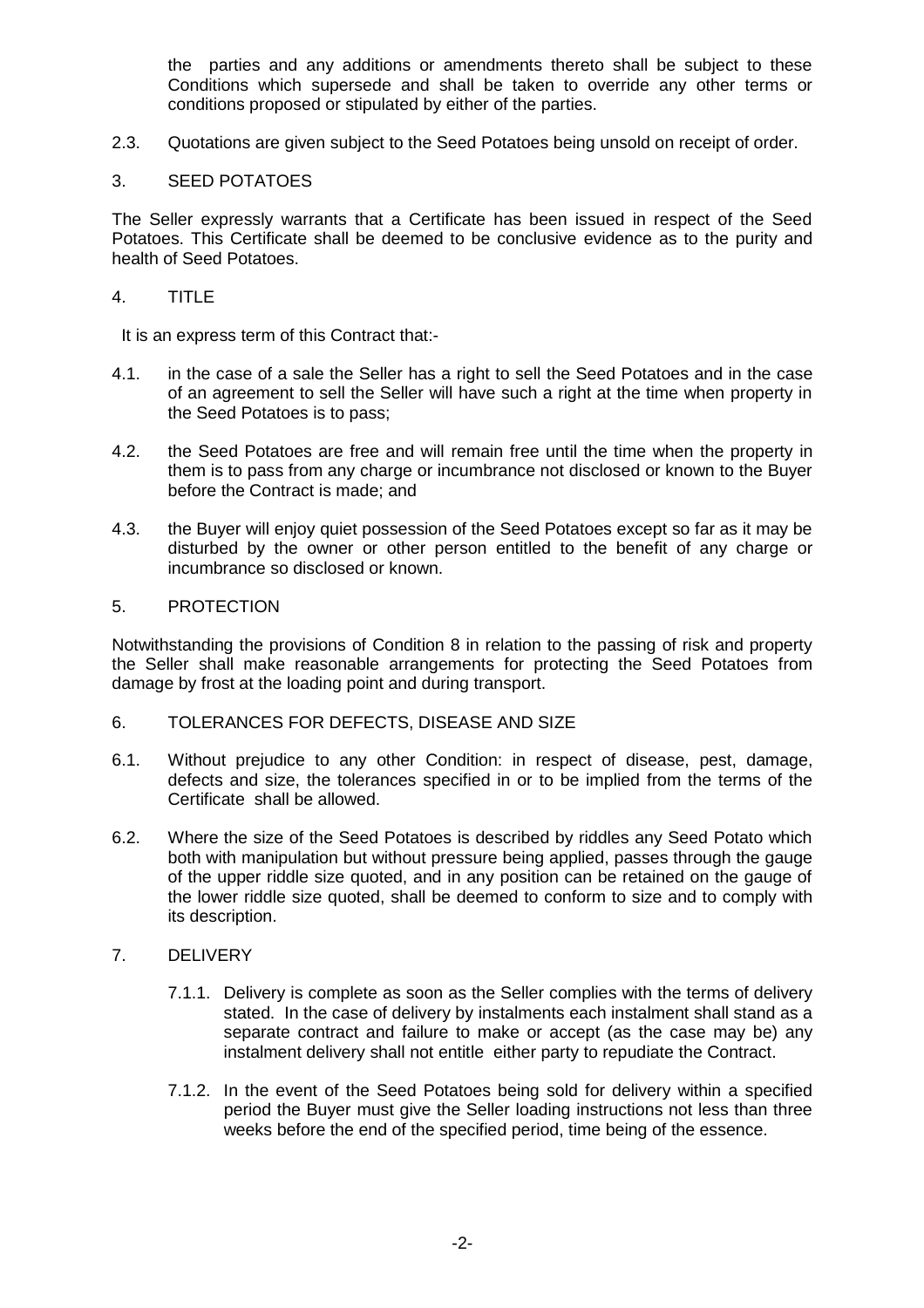the parties and any additions or amendments thereto shall be subject to these Conditions which supersede and shall be taken to override any other terms or conditions proposed or stipulated by either of the parties.

2.3. Quotations are given subject to the Seed Potatoes being unsold on receipt of order.

## 3. SEED POTATOES

The Seller expressly warrants that a Certificate has been issued in respect of the Seed Potatoes. This Certificate shall be deemed to be conclusive evidence as to the purity and health of Seed Potatoes.

## 4. TITLE

It is an express term of this Contract that:-

4.1. in the case of a sale the Seller has a right to sell the Seed Potatoes and in the case of an agreement to sell the Seller will have such a right at the time when property in the Seed Potatoes is to pass;

4.2. the Seed Potatoes are free and will remain free until the time when the property in them is to pass from any charge or incumbrance not disclosed or known to the Buyer before the Contract is made; and

4.3. the Buyer will enjoy quiet possession of the Seed Potatoes except so far as it may be disturbed by the owner or other person entitled to the benefit of any charge or incumbrance so disclosed or known.

## 5. PROTECTION

Notwithstanding the provisions of Condition 8 in relation to the passing of risk and property the Seller shall make reasonable arrangements for protecting the Seed Potatoes from damage by frost at the loading point and during transport.

## 6. TOLERANCES FOR DEFECTS, DISEASE AND SIZE

6.1. Without prejudice to any other Condition: in respect of disease, pest, damage, defects and size, the tolerances specified in or to be implied from the terms of the Certificate shall be allowed.

6.2. Where the size of the Seed Potatoes is described by riddles any Seed Potato which both with manipulation but without pressure being applied, passes through the gauge of the upper riddle size quoted, and in any position can be retained on the gauge of the lower riddle size quoted, shall be deemed to conform to size and to comply with its description.

## 7. DELIVERY

7.1.1. Delivery is complete as soon as the Seller complies with the terms of delivery stated. In the case of delivery by instalments each instalment shall stand as a separate contract and failure to make or accept (as the case may be) any instalment delivery shall not entitle either party to repudiate the Contract.

7.1.2. In the event of the Seed Potatoes being sold for delivery within a specified period the Buyer must give the Seller loading instructions not less than three weeks before the end of the specified period, time being of the essence.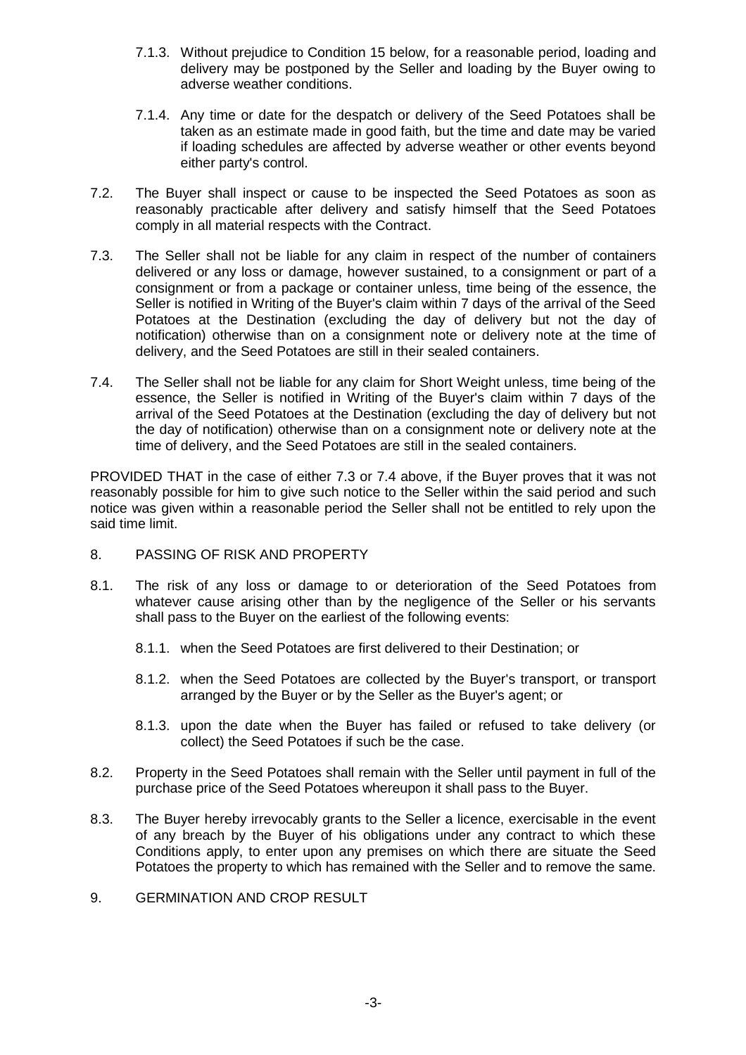7.1.3. Without prejudice to Condition 15 below, for a reasonable period, loading and delivery may be postponed by the Seller and loading by the Buyer owing to adverse weather conditions.

7.1.4. Any time or date for the despatch or delivery of the Seed Potatoes shall be taken as an estimate made in good faith, but the time and date may be varied if loading schedules are affected by adverse weather or other events beyond either party's control.

7.2. The Buyer shall inspect or cause to be inspected the Seed Potatoes as soon as reasonably practicable after delivery and satisfy himself that the Seed Potatoes comply in all material respects with the Contract.

7.3. The Seller shall not be liable for any claim in respect of the number of containers delivered or any loss or damage, however sustained, to a consignment or part of a consignment or from a package or container unless, time being of the essence, the Seller is notified in Writing of the Buyer's claim within 7 days of the arrival of the Seed Potatoes at the Destination (excluding the day of delivery but not the day of notification) otherwise than on a consignment note or delivery note at the time of delivery, and the Seed Potatoes are still in their sealed containers.

7.4. The Seller shall not be liable for any claim for Short Weight unless, time being of the essence, the Seller is notified in Writing of the Buyer's claim within 7 days of the arrival of the Seed Potatoes at the Destination (excluding the day of delivery but not the day of notification) otherwise than on a consignment note or delivery note at the time of delivery, and the Seed Potatoes are still in the sealed containers.

PROVIDED THAT in the case of either 7.3 or 7.4 above, if the Buyer proves that it was not reasonably possible for him to give such notice to the Seller within the said period and such notice was given within a reasonable period the Seller shall not be entitled to rely upon the said time limit.

8. PASSING OF RISK AND PROPERTY

8.1. The risk of any loss or damage to or deterioration of the Seed Potatoes from whatever cause arising other than by the negligence of the Seller or his servants shall pass to the Buyer on the earliest of the following events:

8.1.1. when the Seed Potatoes are first delivered to their Destination; or

8.1.2. when the Seed Potatoes are collected by the Buyer's transport, or transport arranged by the Buyer or by the Seller as the Buyer's agent; or

8.1.3. upon the date when the Buyer has failed or refused to take delivery (or collect) the Seed Potatoes if such be the case.

8.2. Property in the Seed Potatoes shall remain with the Seller until payment in full of the purchase price of the Seed Potatoes whereupon it shall pass to the Buyer.

8.3. The Buyer hereby irrevocably grants to the Seller a licence, exercisable in the event of any breach by the Buyer of his obligations under any contract to which these Conditions apply, to enter upon any premises on which there are situate the Seed Potatoes the property to which has remained with the Seller and to remove the same.

9. GERMINATION AND CROP RESULT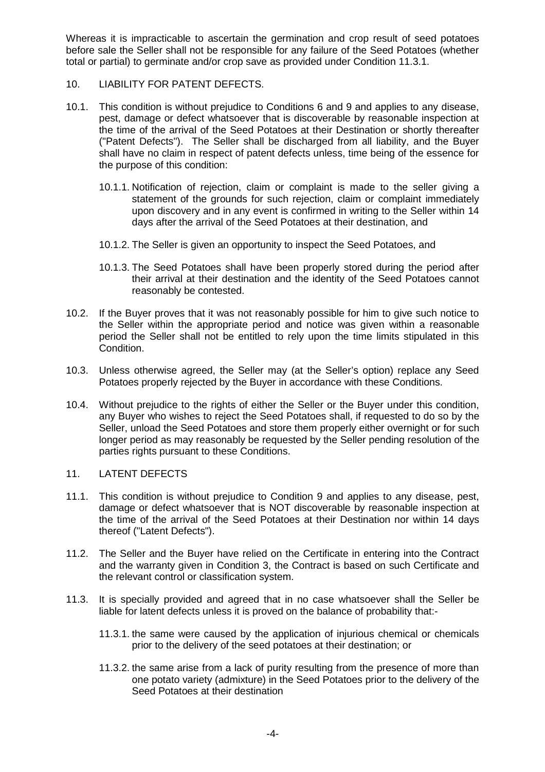Whereas it is impracticable to ascertain the germination and crop result of seed potatoes before sale the Seller shall not be responsible for any failure of the Seed Potatoes (whether total or partial) to germinate and/or crop save as provided under Condition 11.3.1.

## 10. LIABILITY FOR PATENT DEFECTS.

10.1. This condition is without prejudice to Conditions 6 and 9 and applies to any disease, pest, damage or defect whatsoever that is discoverable by reasonable inspection at the time of the arrival of the Seed Potatoes at their Destination or shortly thereafter ("Patent Defects"). The Seller shall be discharged from all liability, and the Buyer shall have no claim in respect of patent defects unless, time being of the essence for the purpose of this condition:

10.1.1. Notification of rejection, claim or complaint is made to the seller giving a statement of the grounds for such rejection, claim or complaint immediately upon discovery and in any event is confirmed in writing to the Seller within 14 days after the arrival of the Seed Potatoes at their destination, and

10.1.2. The Seller is given an opportunity to inspect the Seed Potatoes, and

10.1.3. The Seed Potatoes shall have been properly stored during the period after their arrival at their destination and the identity of the Seed Potatoes cannot reasonably be contested.

10.2. If the Buyer proves that it was not reasonably possible for him to give such notice to the Seller within the appropriate period and notice was given within a reasonable period the Seller shall not be entitled to rely upon the time limits stipulated in this Condition.

10.3. Unless otherwise agreed, the Seller may (at the Seller's option) replace any Seed Potatoes properly rejected by the Buyer in accordance with these Conditions.

10.4. Without prejudice to the rights of either the Seller or the Buyer under this condition, any Buyer who wishes to reject the Seed Potatoes shall, if requested to do so by the Seller, unload the Seed Potatoes and store them properly either overnight or for such longer period as may reasonably be requested by the Seller pending resolution of the parties rights pursuant to these Conditions.

## 11. LATENT DEFECTS

11.1. This condition is without prejudice to Condition 9 and applies to any disease, pest, damage or defect whatsoever that is NOT discoverable by reasonable inspection at the time of the arrival of the Seed Potatoes at their Destination nor within 14 days thereof ("Latent Defects").

11.2. The Seller and the Buyer have relied on the Certificate in entering into the Contract and the warranty given in Condition 3, the Contract is based on such Certificate and the relevant control or classification system.

11.3. It is specially provided and agreed that in no case whatsoever shall the Seller be liable for latent defects unless it is proved on the balance of probability that:-

11.3.1. the same were caused by the application of injurious chemical or chemicals prior to the delivery of the seed potatoes at their destination; or

11.3.2. the same arise from a lack of purity resulting from the presence of more than one potato variety (admixture) in the Seed Potatoes prior to the delivery of the Seed Potatoes at their destination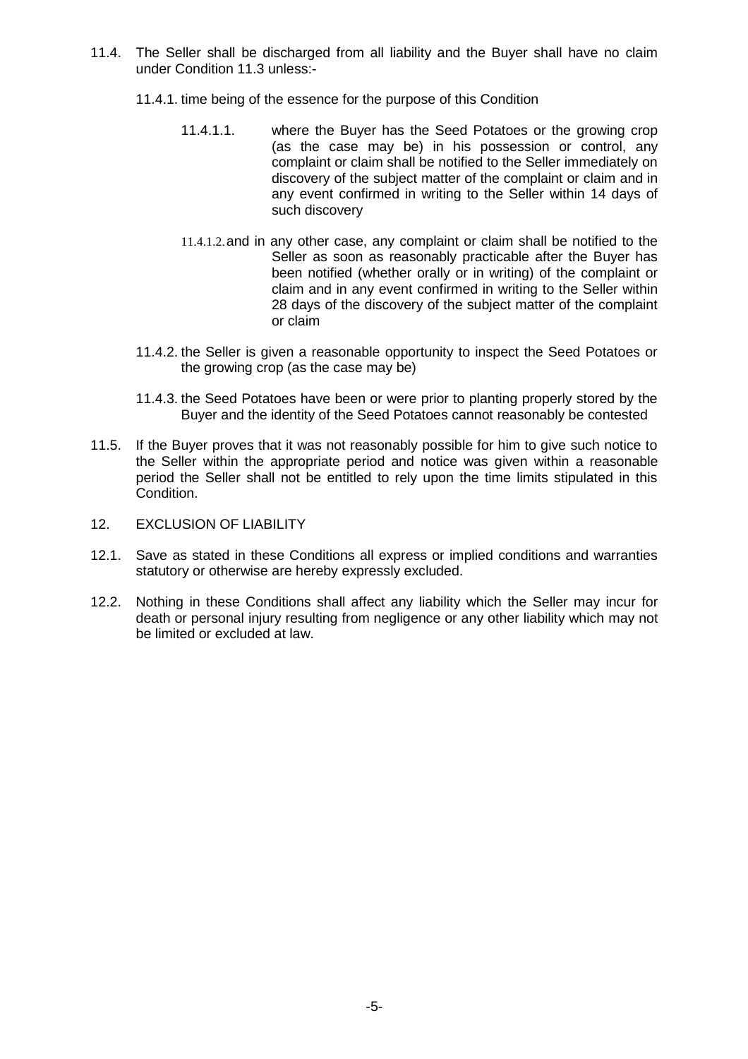11.4. The Seller shall be discharged from all liability and the Buyer shall have no claim under Condition 11.3 unless:-

11.4.1. time being of the essence for the purpose of this Condition

11.4.1.1. where the Buyer has the Seed Potatoes or the growing crop (as the case may be) in his possession or control, any complaint or claim shall be notified to the Seller immediately on discovery of the subject matter of the complaint or claim and in any event confirmed in writing to the Seller within 14 days of such discovery

11.4.1.2. and in any other case, any complaint or claim shall be notified to the Seller as soon as reasonably practicable after the Buyer has been notified (whether orally or in writing) of the complaint or claim and in any event confirmed in writing to the Seller within 28 days of the discovery of the subject matter of the complaint or claim

11.4.2. the Seller is given a reasonable opportunity to inspect the Seed Potatoes or the growing crop (as the case may be)

11.4.3. the Seed Potatoes have been or were prior to planting properly stored by the Buyer and the identity of the Seed Potatoes cannot reasonably be contested

11.5. If the Buyer proves that it was not reasonably possible for him to give such notice to the Seller within the appropriate period and notice was given within a reasonable period the Seller shall not be entitled to rely upon the time limits stipulated in this Condition.

## 12. EXCLUSION OF LIABILITY

12.1. Save as stated in these Conditions all express or implied conditions and warranties statutory or otherwise are hereby expressly excluded.

12.2. Nothing in these Conditions shall affect any liability which the Seller may incur for death or personal injury resulting from negligence or any other liability which may not be limited or excluded at law.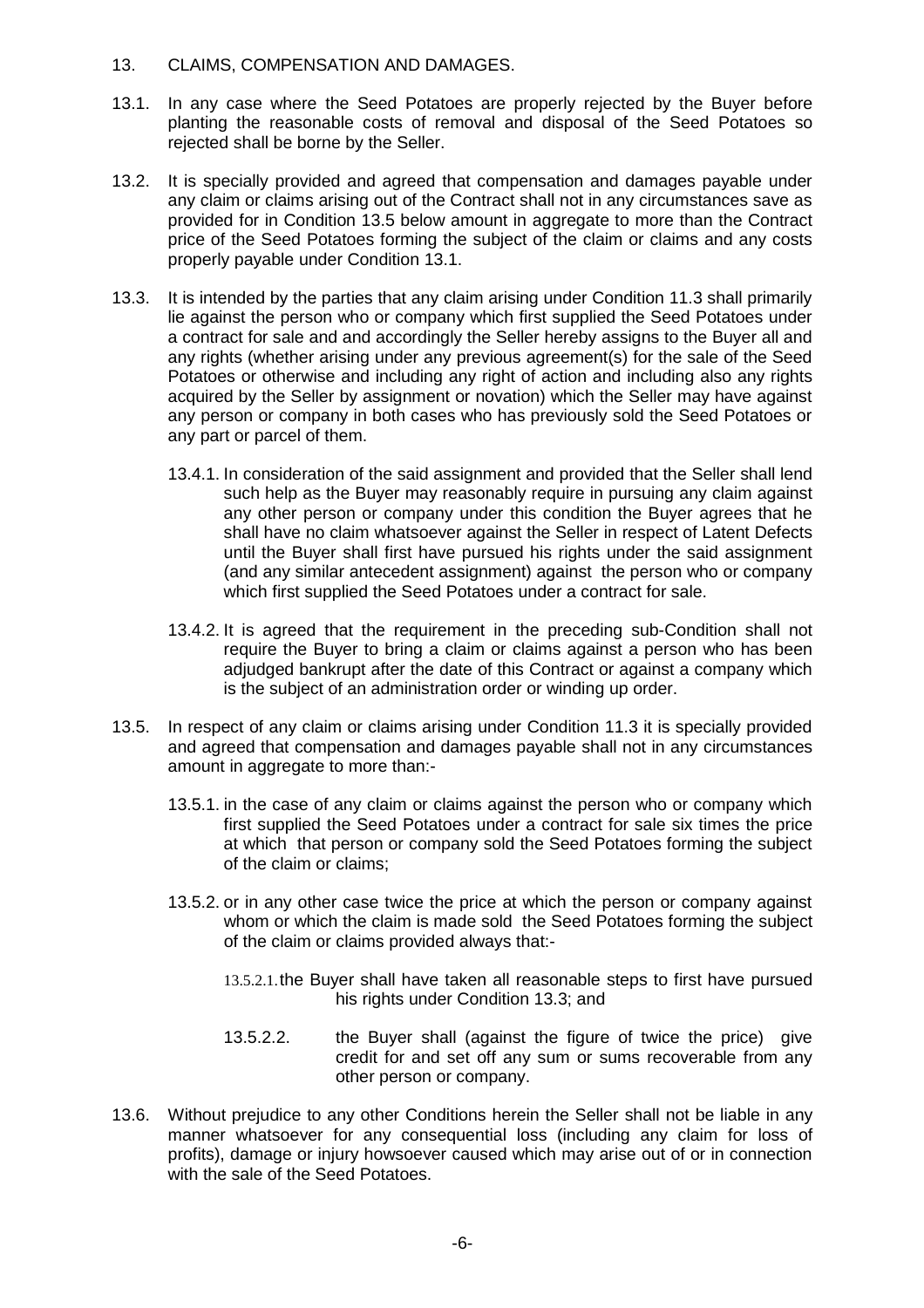13. CLAIMS, COMPENSATION AND DAMAGES.

13.1. In any case where the Seed Potatoes are properly rejected by the Buyer before planting the reasonable costs of removal and disposal of the Seed Potatoes so rejected shall be borne by the Seller.

13.2. It is specially provided and agreed that compensation and damages payable under any claim or claims arising out of the Contract shall not in any circumstances save as provided for in Condition 13.5 below amount in aggregate to more than the Contract price of the Seed Potatoes forming the subject of the claim or claims and any costs properly payable under Condition 13.1.

13.3. It is intended by the parties that any claim arising under Condition 11.3 shall primarily lie against the person who or company which first supplied the Seed Potatoes under a contract for sale and and accordingly the Seller hereby assigns to the Buyer all and any rights (whether arising under any previous agreement(s) for the sale of the Seed Potatoes or otherwise and including any right of action and including also any rights acquired by the Seller by assignment or novation) which the Seller may have against any person or company in both cases who has previously sold the Seed Potatoes or any part or parcel of them.

   13.4.1. In consideration of the said assignment and provided that the Seller shall lend such help as the Buyer may reasonably require in pursuing any claim against any other person or company under this condition the Buyer agrees that he shall have no claim whatsoever against the Seller in respect of Latent Defects until the Buyer shall first have pursued his rights under the said assignment (and any similar antecedent assignment) against the person who or company which first supplied the Seed Potatoes under a contract for sale.

   13.4.2. It is agreed that the requirement in the preceding sub-Condition shall not require the Buyer to bring a claim or claims against a person who has been adjudged bankrupt after the date of this Contract or against a company which is the subject of an administration order or winding up order.

13.5. In respect of any claim or claims arising under Condition 11.3 it is specially provided and agreed that compensation and damages payable shall not in any circumstances amount in aggregate to more than:-

   13.5.1. in the case of any claim or claims against the person who or company which first supplied the Seed Potatoes under a contract for sale six times the price at which that person or company sold the Seed Potatoes forming the subject of the claim or claims;

   13.5.2. or in any other case twice the price at which the person or company against whom or which the claim is made sold the Seed Potatoes forming the subject of the claim or claims provided always that:-

      13.5.2.1. the Buyer shall have taken all reasonable steps to first have pursued his rights under Condition 13.3; and

      13.5.2.2. the Buyer shall (against the figure of twice the price) give credit for and set off any sum or sums recoverable from any other person or company.

13.6. Without prejudice to any other Conditions herein the Seller shall not be liable in any manner whatsoever for any consequential loss (including any claim for loss of profits), damage or injury howsoever caused which may arise out of or in connection with the sale of the Seed Potatoes.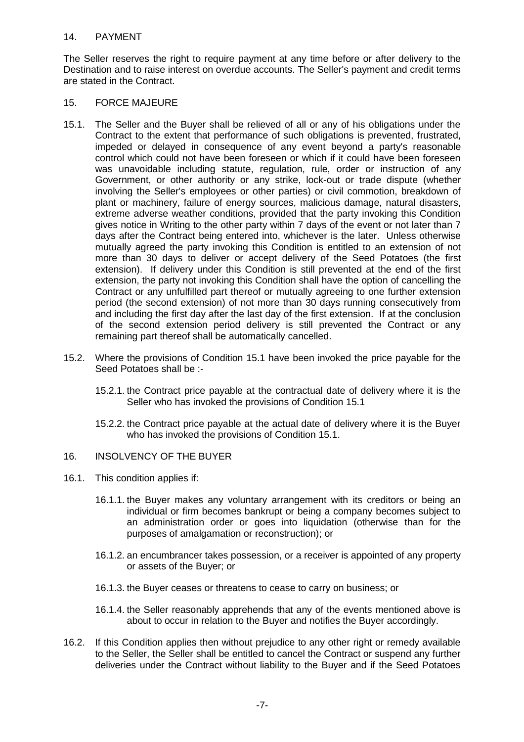## 14. PAYMENT

The Seller reserves the right to require payment at any time before or after delivery to the Destination and to raise interest on overdue accounts. The Seller's payment and credit terms are stated in the Contract.

## 15. FORCE MAJEURE

15.1. The Seller and the Buyer shall be relieved of all or any of his obligations under the Contract to the extent that performance of such obligations is prevented, frustrated, impeded or delayed in consequence of any event beyond a party's reasonable control which could not have been foreseen or which if it could have been foreseen was unavoidable including statute, regulation, rule, order or instruction of any Government, or other authority or any strike, lock-out or trade dispute (whether involving the Seller's employees or other parties) or civil commotion, breakdown of plant or machinery, failure of energy sources, malicious damage, natural disasters, extreme adverse weather conditions, provided that the party invoking this Condition gives notice in Writing to the other party within 7 days of the event or not later than 7 days after the Contract being entered into, whichever is the later. Unless otherwise mutually agreed the party invoking this Condition is entitled to an extension of not more than 30 days to deliver or accept delivery of the Seed Potatoes (the first extension). If delivery under this Condition is still prevented at the end of the first extension, the party not invoking this Condition shall have the option of cancelling the Contract or any unfulfilled part thereof or mutually agreeing to one further extension period (the second extension) of not more than 30 days running consecutively from and including the first day after the last day of the first extension. If at the conclusion of the second extension period delivery is still prevented the Contract or any remaining part thereof shall be automatically cancelled.

15.2. Where the provisions of Condition 15.1 have been invoked the price payable for the Seed Potatoes shall be :-

15.2.1. the Contract price payable at the contractual date of delivery where it is the Seller who has invoked the provisions of Condition 15.1

15.2.2. the Contract price payable at the actual date of delivery where it is the Buyer who has invoked the provisions of Condition 15.1.

## 16. INSOLVENCY OF THE BUYER

16.1. This condition applies if:

16.1.1. the Buyer makes any voluntary arrangement with its creditors or being an individual or firm becomes bankrupt or being a company becomes subject to an administration order or goes into liquidation (otherwise than for the purposes of amalgamation or reconstruction); or

16.1.2. an encumbrancer takes possession, or a receiver is appointed of any property or assets of the Buyer; or

16.1.3. the Buyer ceases or threatens to cease to carry on business; or

16.1.4. the Seller reasonably apprehends that any of the events mentioned above is about to occur in relation to the Buyer and notifies the Buyer accordingly.

16.2. If this Condition applies then without prejudice to any other right or remedy available to the Seller, the Seller shall be entitled to cancel the Contract or suspend any further deliveries under the Contract without liability to the Buyer and if the Seed Potatoes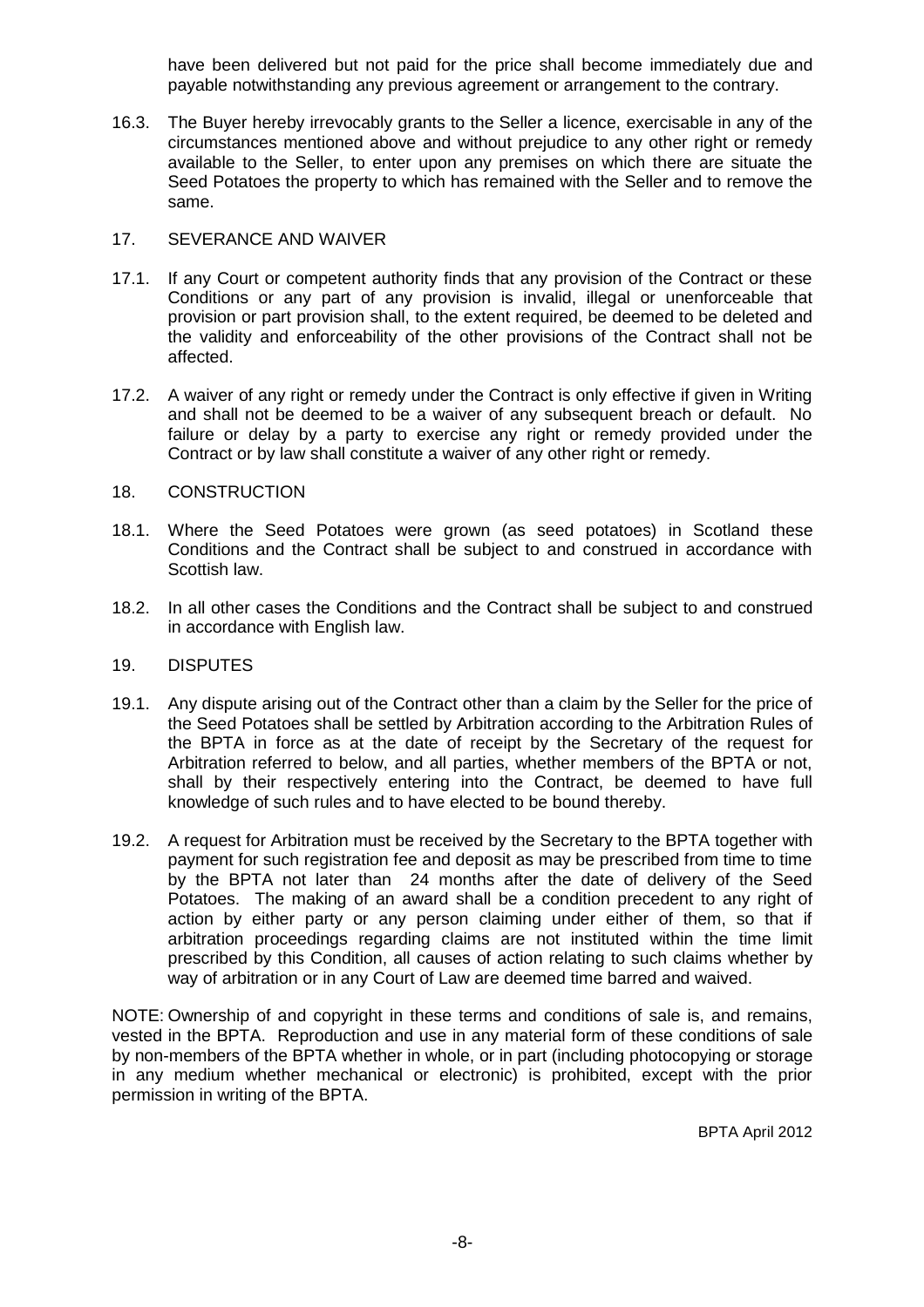have been delivered but not paid for the price shall become immediately due and payable notwithstanding any previous agreement or arrangement to the contrary.

16.3. The Buyer hereby irrevocably grants to the Seller a licence, exercisable in any of the circumstances mentioned above and without prejudice to any other right or remedy available to the Seller, to enter upon any premises on which there are situate the Seed Potatoes the property to which has remained with the Seller and to remove the same.

## 17. SEVERANCE AND WAIVER

17.1. If any Court or competent authority finds that any provision of the Contract or these Conditions or any part of any provision is invalid, illegal or unenforceable that provision or part provision shall, to the extent required, be deemed to be deleted and the validity and enforceability of the other provisions of the Contract shall not be affected.

17.2. A waiver of any right or remedy under the Contract is only effective if given in Writing and shall not be deemed to be a waiver of any subsequent breach or default. No failure or delay by a party to exercise any right or remedy provided under the Contract or by law shall constitute a waiver of any other right or remedy.

## 18. CONSTRUCTION

18.1. Where the Seed Potatoes were grown (as seed potatoes) in Scotland these Conditions and the Contract shall be subject to and construed in accordance with Scottish law.

18.2. In all other cases the Conditions and the Contract shall be subject to and construed in accordance with English law.

## 19. DISPUTES

19.1. Any dispute arising out of the Contract other than a claim by the Seller for the price of the Seed Potatoes shall be settled by Arbitration according to the Arbitration Rules of the BPTA in force as at the date of receipt by the Secretary of the request for Arbitration referred to below, and all parties, whether members of the BPTA or not, shall by their respectively entering into the Contract, be deemed to have full knowledge of such rules and to have elected to be bound thereby.

19.2. A request for Arbitration must be received by the Secretary to the BPTA together with payment for such registration fee and deposit as may be prescribed from time to time by the BPTA not later than 24 months after the date of delivery of the Seed Potatoes. The making of an award shall be a condition precedent to any right of action by either party or any person claiming under either of them, so that if arbitration proceedings regarding claims are not instituted within the time limit prescribed by this Condition, all causes of action relating to such claims whether by way of arbitration or in any Court of Law are deemed time barred and waived.

NOTE: Ownership of and copyright in these terms and conditions of sale is, and remains, vested in the BPTA. Reproduction and use in any material form of these conditions of sale by non-members of the BPTA whether in whole, or in part (including photocopying or storage in any medium whether mechanical or electronic) is prohibited, except with the prior permission in writing of the BPTA.

BPTA April 2012